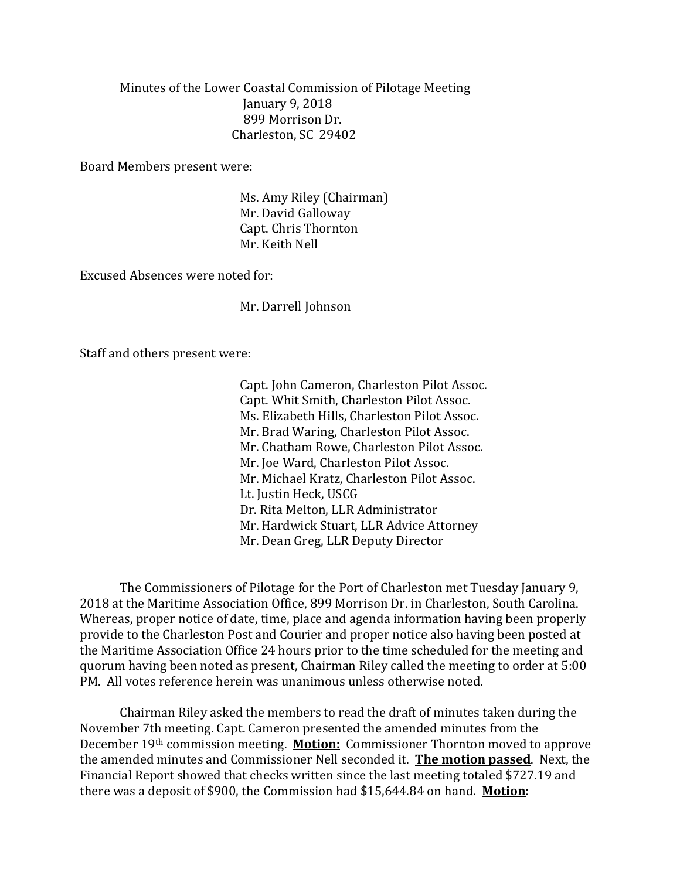Minutes of the Lower Coastal Commission of Pilotage Meeting
January 9, 2018
899 Morrison Dr.
Charleston, SC 29402

Board Members present were:

Ms. Amy Riley (Chairman)
Mr. David Galloway
Capt. Chris Thornton
Mr. Keith Nell

Excused Absences were noted for:

Mr. Darrell Johnson

Staff and others present were:

Capt. John Cameron, Charleston Pilot Assoc.
Capt. Whit Smith, Charleston Pilot Assoc.
Ms. Elizabeth Hills, Charleston Pilot Assoc.
Mr. Brad Waring, Charleston Pilot Assoc.
Mr. Chatham Rowe, Charleston Pilot Assoc.
Mr. Joe Ward, Charleston Pilot Assoc.
Mr. Michael Kratz, Charleston Pilot Assoc.
Lt. Justin Heck, USCG
Dr. Rita Melton, LLR Administrator
Mr. Hardwick Stuart, LLR Advice Attorney
Mr. Dean Greg, LLR Deputy Director

The Commissioners of Pilotage for the Port of Charleston met Tuesday January 9, 2018 at the Maritime Association Office, 899 Morrison Dr. in Charleston, South Carolina. Whereas, proper notice of date, time, place and agenda information having been properly provide to the Charleston Post and Courier and proper notice also having been posted at the Maritime Association Office 24 hours prior to the time scheduled for the meeting and quorum having been noted as present, Chairman Riley called the meeting to order at 5:00 PM. All votes reference herein was unanimous unless otherwise noted.

Chairman Riley asked the members to read the draft of minutes taken during the November 7th meeting. Capt. Cameron presented the amended minutes from the December 19th commission meeting. **<u>Motion:</u>** Commissioner Thornton moved to approve the amended minutes and Commissioner Nell seconded it. **<u>The motion passed</u>**. Next, the Financial Report showed that checks written since the last meeting totaled $727.19 and there was a deposit of $900, the Commission had $15,644.84 on hand. **<u>Motion</u>**: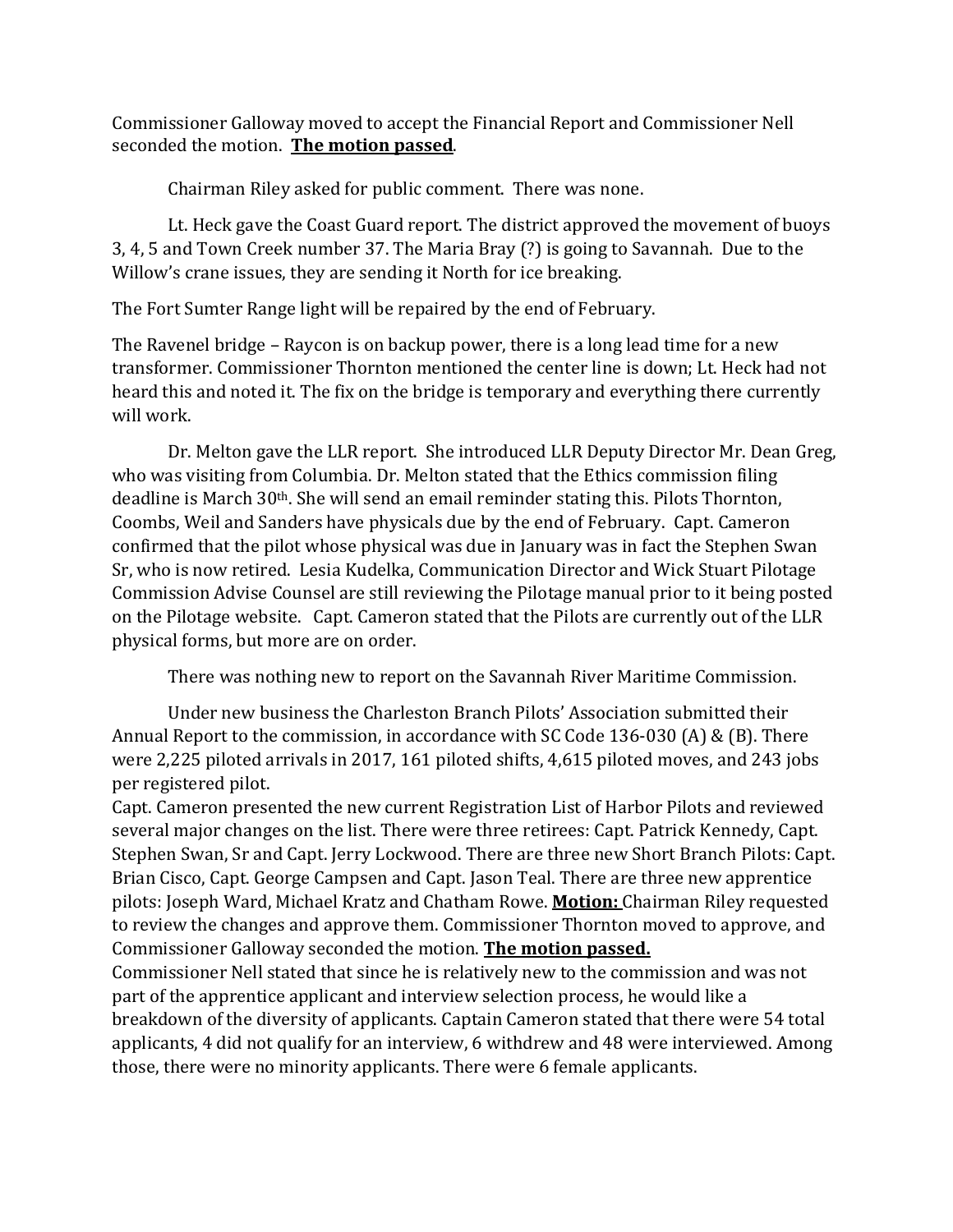Commissioner Galloway moved to accept the Financial Report and Commissioner Nell seconded the motion. **The motion passed**.

Chairman Riley asked for public comment. There was none.

Lt. Heck gave the Coast Guard report. The district approved the movement of buoys 3, 4, 5 and Town Creek number 37. The Maria Bray (?) is going to Savannah. Due to the Willow's crane issues, they are sending it North for ice breaking.

The Fort Sumter Range light will be repaired by the end of February.

The Ravenel bridge – Raycon is on backup power, there is a long lead time for a new transformer. Commissioner Thornton mentioned the center line is down; Lt. Heck had not heard this and noted it. The fix on the bridge is temporary and everything there currently will work.

Dr. Melton gave the LLR report. She introduced LLR Deputy Director Mr. Dean Greg, who was visiting from Columbia. Dr. Melton stated that the Ethics commission filing deadline is March 30th. She will send an email reminder stating this. Pilots Thornton, Coombs, Weil and Sanders have physicals due by the end of February. Capt. Cameron confirmed that the pilot whose physical was due in January was in fact the Stephen Swan Sr, who is now retired. Lesia Kudelka, Communication Director and Wick Stuart Pilotage Commission Advise Counsel are still reviewing the Pilotage manual prior to it being posted on the Pilotage website. Capt. Cameron stated that the Pilots are currently out of the LLR physical forms, but more are on order.

There was nothing new to report on the Savannah River Maritime Commission.

Under new business the Charleston Branch Pilots' Association submitted their Annual Report to the commission, in accordance with SC Code 136-030 (A) & (B). There were 2,225 piloted arrivals in 2017, 161 piloted shifts, 4,615 piloted moves, and 243 jobs per registered pilot.

Capt. Cameron presented the new current Registration List of Harbor Pilots and reviewed several major changes on the list. There were three retirees: Capt. Patrick Kennedy, Capt. Stephen Swan, Sr and Capt. Jerry Lockwood. There are three new Short Branch Pilots: Capt. Brian Cisco, Capt. George Campsen and Capt. Jason Teal. There are three new apprentice pilots: Joseph Ward, Michael Kratz and Chatham Rowe. **Motion:** Chairman Riley requested to review the changes and approve them. Commissioner Thornton moved to approve, and Commissioner Galloway seconded the motion. **The motion passed.**

Commissioner Nell stated that since he is relatively new to the commission and was not part of the apprentice applicant and interview selection process, he would like a breakdown of the diversity of applicants. Captain Cameron stated that there were 54 total applicants, 4 did not qualify for an interview, 6 withdrew and 48 were interviewed. Among those, there were no minority applicants. There were 6 female applicants.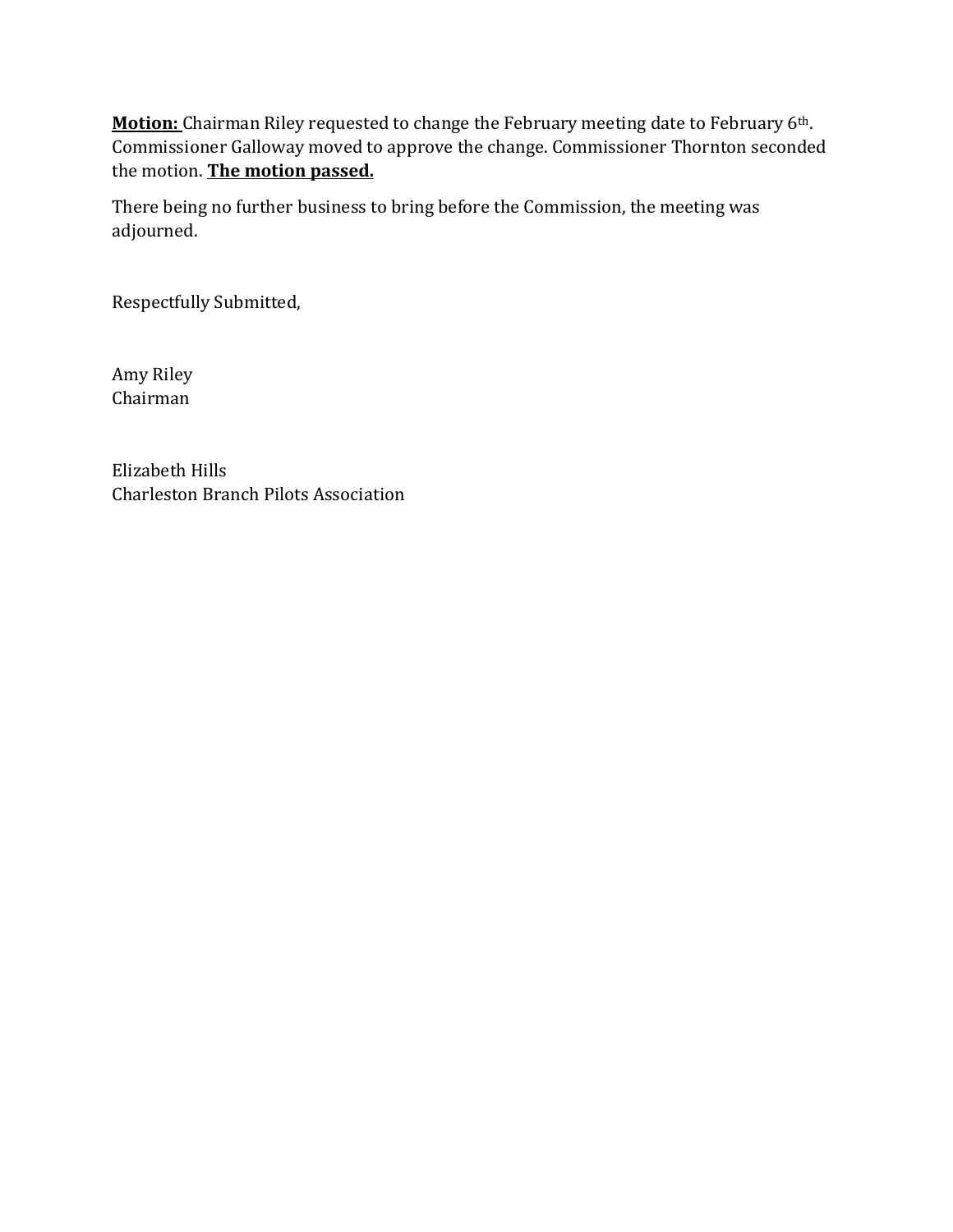**Motion:** Chairman Riley requested to change the February meeting date to February 6th. Commissioner Galloway moved to approve the change. Commissioner Thornton seconded the motion. **The motion passed.**

There being no further business to bring before the Commission, the meeting was adjourned.

Respectfully Submitted,

Amy Riley
Chairman

Elizabeth Hills
Charleston Branch Pilots Association